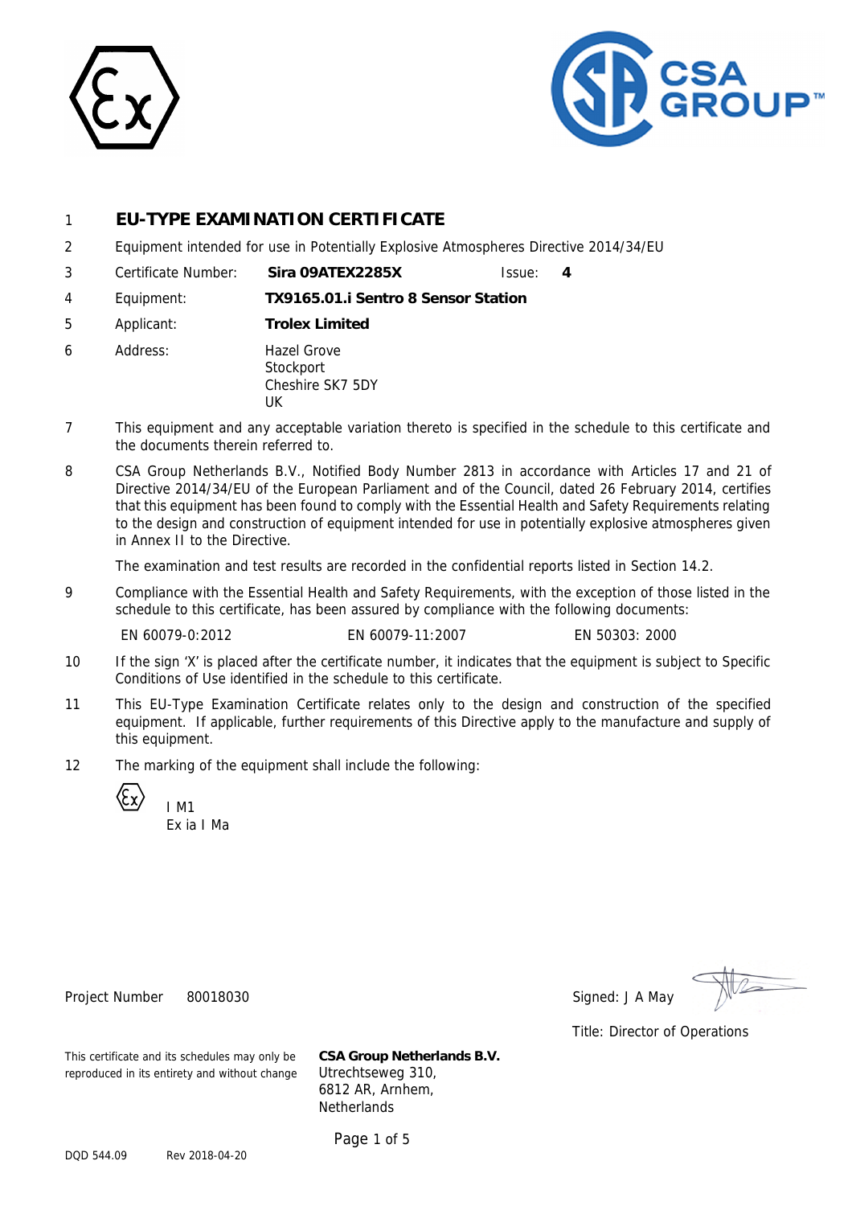1 **EU-TYPE EXAMINATION CERTIFICATE**

2 Equipment intended for use in Potentially Explosive Atmospheres Directive 2014/34/EU

3 Certificate Number: **Sira 09ATEX2285X** Issue: **4**

4 Equipment: **TX9165.01.i Sentro 8 Sensor Station**

5 Applicant: **Trolex Limited**

6 Address: Hazel Grove
Stockport
Cheshire SK7 5DY
UK

7 This equipment and any acceptable variation thereto is specified in the schedule to this certificate and the documents therein referred to.

8 CSA Group Netherlands B.V., Notified Body Number 2813 in accordance with Articles 17 and 21 of Directive 2014/34/EU of the European Parliament and of the Council, dated 26 February 2014, certifies that this equipment has been found to comply with the Essential Health and Safety Requirements relating to the design and construction of equipment intended for use in potentially explosive atmospheres given in Annex II to the Directive.

The examination and test results are recorded in the confidential reports listed in Section 14.2.

9 Compliance with the Essential Health and Safety Requirements, with the exception of those listed in the schedule to this certificate, has been assured by compliance with the following documents:

EN 60079-0:2012 EN 60079-11:2007 EN 50303: 2000

10 If the sign 'X' is placed after the certificate number, it indicates that the equipment is subject to Specific Conditions of Use identified in the schedule to this certificate.

11 This EU-Type Examination Certificate relates only to the design and construction of the specified equipment. If applicable, further requirements of this Directive apply to the manufacture and supply of this equipment.

12 The marking of the equipment shall include the following:

I M1
Ex ia I Ma

Project Number 80018030

Signed: J A May

Title: Director of Operations

This certificate and its schedules may only be reproduced in its entirety and without change

**CSA Group Netherlands B.V.**
Utrechtseweg 310,
6812 AR, Arnhem,
Netherlands

DQD 544.09 Rev 2018-04-20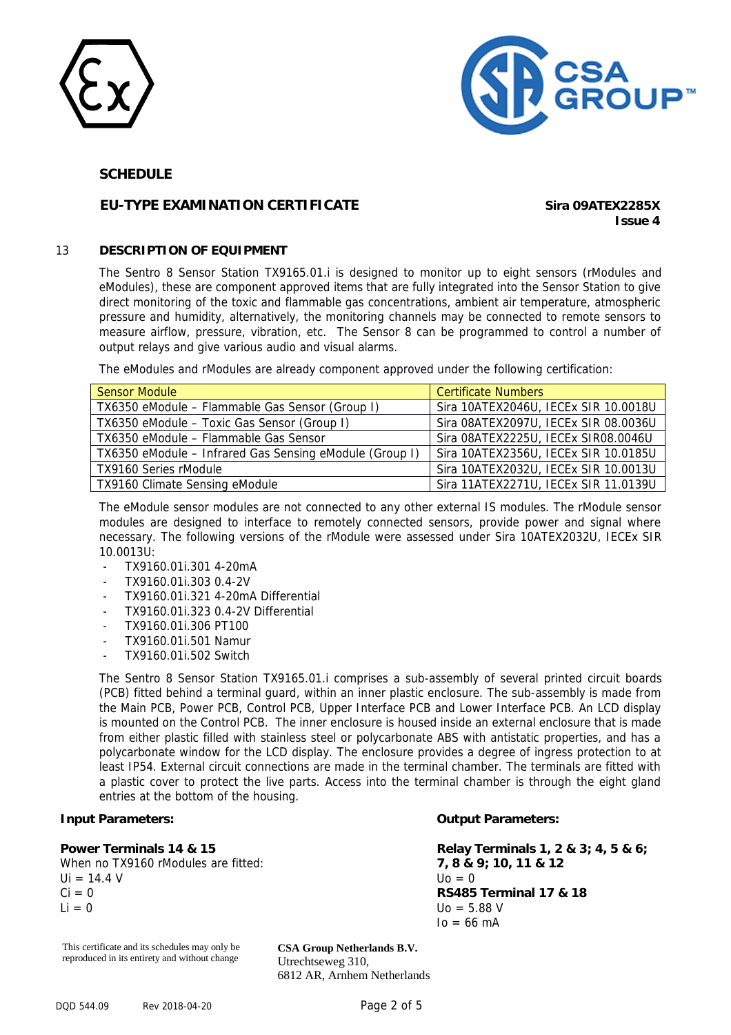## SCHEDULE

### EU-TYPE EXAMINATION CERTIFICATE

**Sira 09ATEX2285X**
**Issue 4**

### 13 DESCRIPTION OF EQUIPMENT

The Sentro 8 Sensor Station TX9165.01.i is designed to monitor up to eight sensors (rModules and eModules), these are component approved items that are fully integrated into the Sensor Station to give direct monitoring of the toxic and flammable gas concentrations, ambient air temperature, atmospheric pressure and humidity, alternatively, the monitoring channels may be connected to remote sensors to measure airflow, pressure, vibration, etc. The Sensor 8 can be programmed to control a number of output relays and give various audio and visual alarms.

The eModules and rModules are already component approved under the following certification:

| Sensor Module | Certificate Numbers |
|---|---|
| TX6350 eModule – Flammable Gas Sensor (Group I) | Sira 10ATEX2046U, IECEx SIR 10.0018U |
| TX6350 eModule – Toxic Gas Sensor (Group I) | Sira 08ATEX2097U, IECEx SIR 08.0036U |
| TX6350 eModule – Flammable Gas Sensor | Sira 08ATEX2225U, IECEx SIR08.0046U |
| TX6350 eModule – Infrared Gas Sensing eModule (Group I) | Sira 10ATEX2356U, IECEx SIR 10.0185U |
| TX9160 Series rModule | Sira 10ATEX2032U, IECEx SIR 10.0013U |
| TX9160 Climate Sensing eModule | Sira 11ATEX2271U, IECEx SIR 11.0139U |

The eModule sensor modules are not connected to any other external IS modules. The rModule sensor modules are designed to interface to remotely connected sensors, provide power and signal where necessary. The following versions of the rModule were assessed under Sira 10ATEX2032U, IECEx SIR 10.0013U:

- TX9160.01i.301 4-20mA
- TX9160.01i.303 0.4-2V
- TX9160.01i.321 4-20mA Differential
- TX9160.01i.323 0.4-2V Differential
- TX9160.01i.306 PT100
- TX9160.01i.501 Namur
- TX9160.01i.502 Switch

The Sentro 8 Sensor Station TX9165.01.i comprises a sub-assembly of several printed circuit boards (PCB) fitted behind a terminal guard, within an inner plastic enclosure. The sub-assembly is made from the Main PCB, Power PCB, Control PCB, Upper Interface PCB and Lower Interface PCB. An LCD display is mounted on the Control PCB. The inner enclosure is housed inside an external enclosure that is made from either plastic filled with stainless steel or polycarbonate ABS with antistatic properties, and has a polycarbonate window for the LCD display. The enclosure provides a degree of ingress protection to at least IP54. External circuit connections are made in the terminal chamber. The terminals are fitted with a plastic cover to protect the live parts. Access into the terminal chamber is through the eight gland entries at the bottom of the housing.

**Input Parameters:**

**Power Terminals 14 & 15**
When no TX9160 rModules are fitted:
$U_i = 14.4$ V
$C_i = 0$
$L_i = 0$

**Output Parameters:**

**Relay Terminals 1, 2 & 3; 4, 5 & 6; 7, 8 & 9; 10, 11 & 12**
$U_o = 0$

**RS485 Terminal 17 & 18**
$U_o = 5.88$ V
$I_o = 66$ mA

This certificate and its schedules may only be reproduced in its entirety and without change

**CSA Group Netherlands B.V.**
Utrechtseweg 310,
6812 AR, Arnhem Netherlands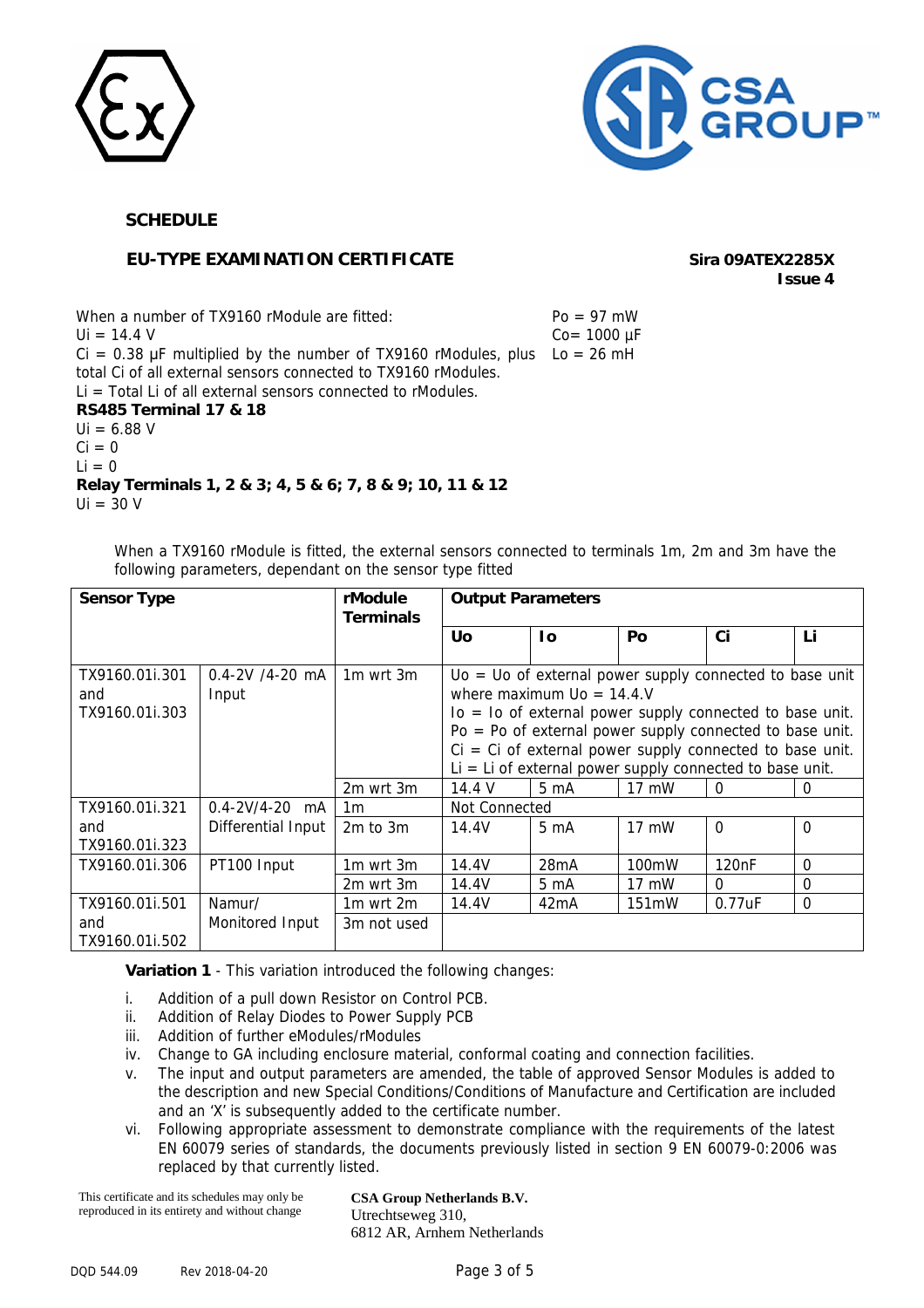## SCHEDULE

### EU-TYPE EXAMINATION CERTIFICATE

**Sira 09ATEX2285X**
**Issue 4**

When a number of TX9160 rModule are fitted:
Ui = 14.4 V
Ci = 0.38 µF multiplied by the number of TX9160 rModules, plus total Ci of all external sensors connected to TX9160 rModules.
Li = Total Li of all external sensors connected to rModules.

Po = 97 mW
Co= 1000 µF
Lo = 26 mH

**RS485 Terminal 17 & 18**
Ui = 6.88 V
Ci = 0
Li = 0

**Relay Terminals 1, 2 & 3; 4, 5 & 6; 7, 8 & 9; 10, 11 & 12**
Ui = 30 V

When a TX9160 rModule is fitted, the external sensors connected to terminals 1m, 2m and 3m have the following parameters, dependant on the sensor type fitted

| **Sensor Type** | | **rModule Terminals** | **Output Parameters** | | | | |
|---|---|---|---|---|---|---|---|
| | | | **Uo** | **Io** | **Po** | **Ci** | **Li** |
| TX9160.01i.301 and TX9160.01i.303 | 0.4-2V /4-20 mA Input | 1m wrt 3m | Uo = Uo of external power supply connected to base unit where maximum Uo = 14.4.V<br>Io = Io of external power supply connected to base unit.<br>Po = Po of external power supply connected to base unit.<br>Ci = Ci of external power supply connected to base unit.<br>Li = Li of external power supply connected to base unit. | | | | |
| | | 2m wrt 3m | 14.4 V | 5 mA | 17 mW | 0 | 0 |
| TX9160.01i.321 and TX9160.01i.323 | 0.4-2V/4-20 mA Differential Input | 1m | Not Connected | | | | |
| | | 2m to 3m | 14.4V | 5 mA | 17 mW | 0 | 0 |
| TX9160.01i.306 | PT100 Input | 1m wrt 3m | 14.4V | 28mA | 100mW | 120nF | 0 |
| | | 2m wrt 3m | 14.4V | 5 mA | 17 mW | 0 | 0 |
| TX9160.01i.501 and TX9160.01i.502 | Namur/ Monitored Input | 1m wrt 2m | 14.4V | 42mA | 151mW | 0.77uF | 0 |
| | | 3m not used | | | | | |

**Variation 1** - This variation introduced the following changes:

i. Addition of a pull down Resistor on Control PCB.
ii. Addition of Relay Diodes to Power Supply PCB
iii. Addition of further eModules/rModules
iv. Change to GA including enclosure material, conformal coating and connection facilities.
v. The input and output parameters are amended, the table of approved Sensor Modules is added to the description and new Special Conditions/Conditions of Manufacture and Certification are included and an 'X' is subsequently added to the certificate number.
vi. Following appropriate assessment to demonstrate compliance with the requirements of the latest EN 60079 series of standards, the documents previously listed in section 9 EN 60079-0:2006 was replaced by that currently listed.

This certificate and its schedules may only be reproduced in its entirety and without change

**CSA Group Netherlands B.V.**
Utrechtseweg 310,
6812 AR, Arnhem Netherlands

DQD 544.09 Rev 2018-04-20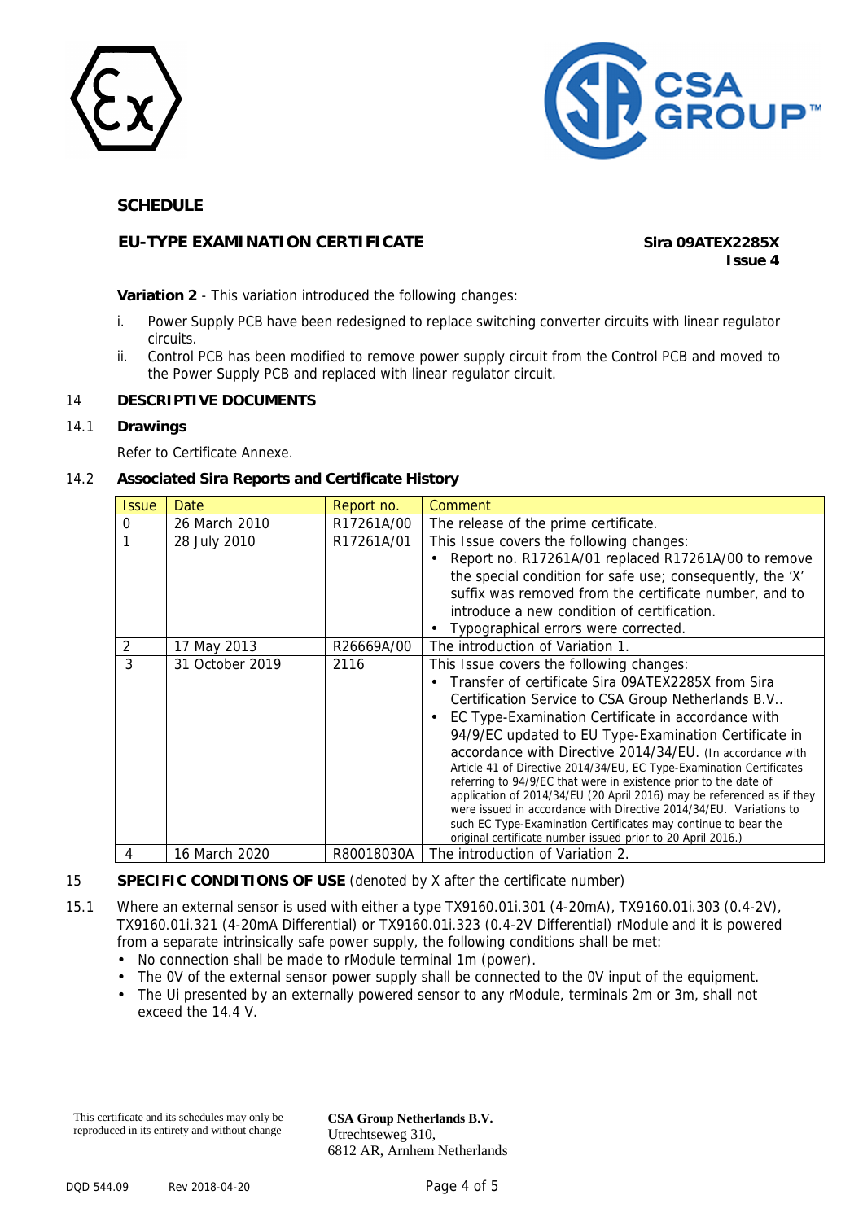**SCHEDULE**

**EU-TYPE EXAMINATION CERTIFICATE** **Sira 09ATEX2285X**
**Issue 4**

**Variation 2** - This variation introduced the following changes:

i. Power Supply PCB have been redesigned to replace switching converter circuits with linear regulator circuits.
ii. Control PCB has been modified to remove power supply circuit from the Control PCB and moved to the Power Supply PCB and replaced with linear regulator circuit.

## 14 DESCRIPTIVE DOCUMENTS

### 14.1 Drawings

Refer to Certificate Annexe.

### 14.2 Associated Sira Reports and Certificate History

| Issue | Date | Report no. | Comment |
|---|---|---|---|
| 0 | 26 March 2010 | R17261A/00 | The release of the prime certificate. |
| 1 | 28 July 2010 | R17261A/01 | This Issue covers the following changes:<br>• Report no. R17261A/01 replaced R17261A/00 to remove the special condition for safe use; consequently, the 'X' suffix was removed from the certificate number, and to introduce a new condition of certification.<br>• Typographical errors were corrected. |
| 2 | 17 May 2013 | R26669A/00 | The introduction of Variation 1. |
| 3 | 31 October 2019 | 2116 | This Issue covers the following changes:<br>• Transfer of certificate Sira 09ATEX2285X from Sira Certification Service to CSA Group Netherlands B.V..<br>• EC Type-Examination Certificate in accordance with 94/9/EC updated to EU Type-Examination Certificate in accordance with Directive 2014/34/EU. (In accordance with Article 41 of Directive 2014/34/EU, EC Type-Examination Certificates referring to 94/9/EC that were in existence prior to the date of application of 2014/34/EU (20 April 2016) may be referenced as if they were issued in accordance with Directive 2014/34/EU. Variations to such EC Type-Examination Certificates may continue to bear the original certificate number issued prior to 20 April 2016.) |
| 4 | 16 March 2020 | R80018030A | The introduction of Variation 2. |

## 15 SPECIFIC CONDITIONS OF USE (denoted by X after the certificate number)

15.1 Where an external sensor is used with either a type TX9160.01i.301 (4-20mA), TX9160.01i.303 (0.4-2V), TX9160.01i.321 (4-20mA Differential) or TX9160.01i.323 (0.4-2V Differential) rModule and it is powered from a separate intrinsically safe power supply, the following conditions shall be met:

- No connection shall be made to rModule terminal 1m (power).
- The 0V of the external sensor power supply shall be connected to the 0V input of the equipment.
- The Ui presented by an externally powered sensor to any rModule, terminals 2m or 3m, shall not exceed the 14.4 V.

This certificate and its schedules may only be reproduced in its entirety and without change

**CSA Group Netherlands B.V.**
Utrechtseweg 310,
6812 AR, Arnhem Netherlands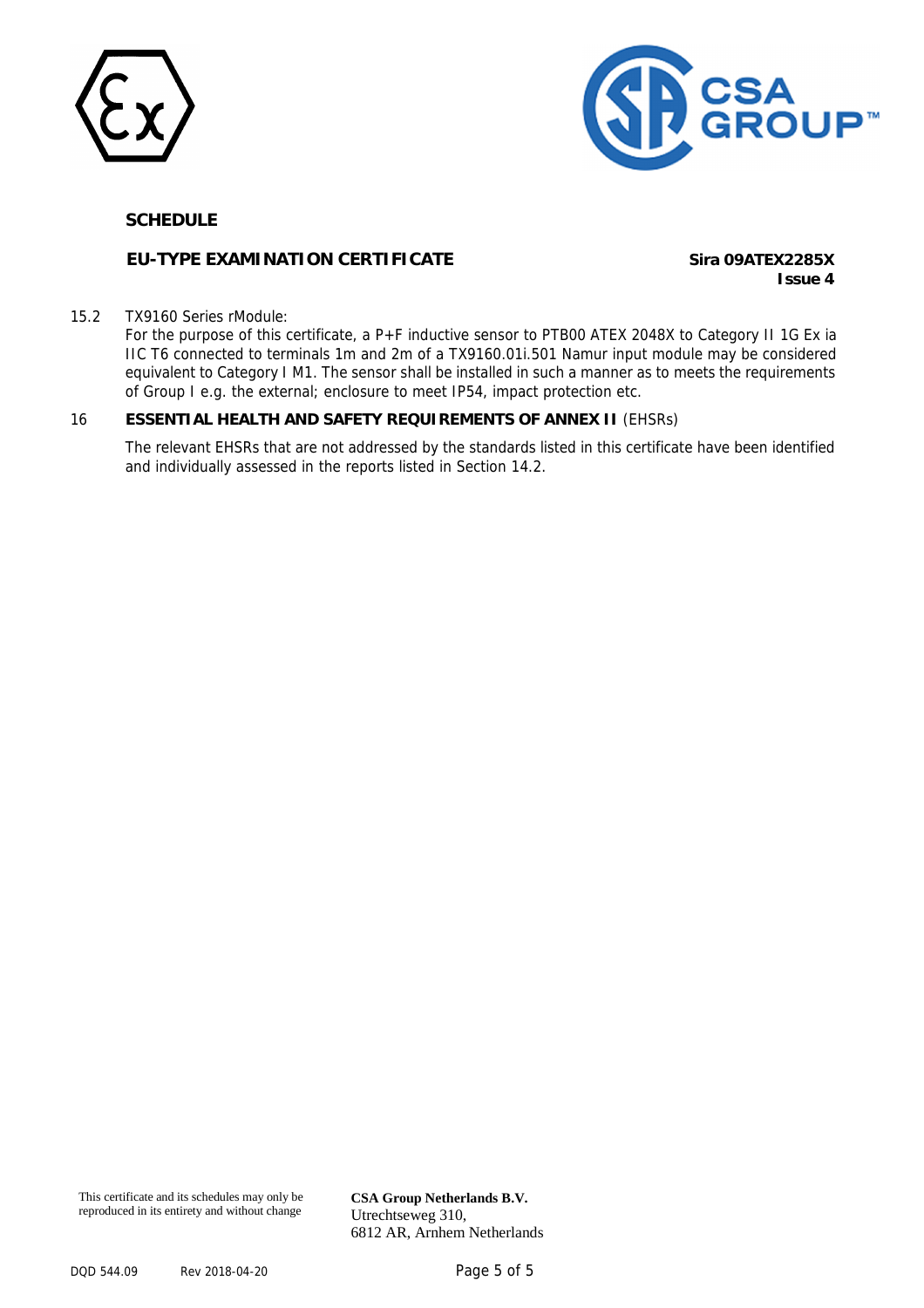**SCHEDULE**

**EU-TYPE EXAMINATION CERTIFICATE** **Sira 09ATEX2285X**
**Issue 4**

15.2 TX9160 Series rModule:
For the purpose of this certificate, a P+F inductive sensor to PTB00 ATEX 2048X to Category II 1G Ex ia IIC T6 connected to terminals 1m and 2m of a TX9160.01i.501 Namur input module may be considered equivalent to Category I M1. The sensor shall be installed in such a manner as to meets the requirements of Group I e.g. the external; enclosure to meet IP54, impact protection etc.

16 **ESSENTIAL HEALTH AND SAFETY REQUIREMENTS OF ANNEX II** (EHSRs)

The relevant EHSRs that are not addressed by the standards listed in this certificate have been identified and individually assessed in the reports listed in Section 14.2.

This certificate and its schedules may only be reproduced in its entirety and without change

**CSA Group Netherlands B.V.**
Utrechtseweg 310,
6812 AR, Arnhem Netherlands

DQD 544.09 Rev 2018-04-20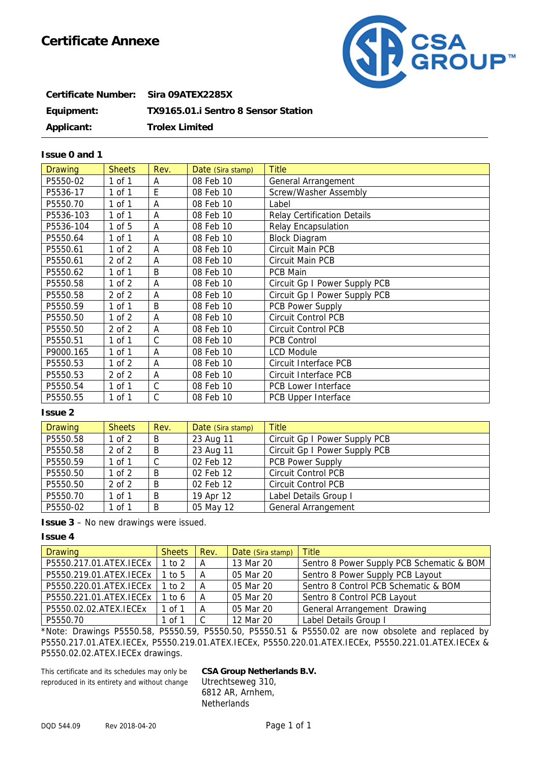# Certificate Annexe

| | |
|---|---|
| **Certificate Number:** | **Sira 09ATEX2285X** |
| **Equipment:** | **TX9165.01.i Sentro 8 Sensor Station** |
| **Applicant:** | **Trolex Limited** |

**Issue 0 and 1**

| Drawing | Sheets | Rev. | Date (Sira stamp) | Title |
|---|---|---|---|---|
| P5550-02 | 1 of 1 | A | 08 Feb 10 | General Arrangement |
| P5536-17 | 1 of 1 | E | 08 Feb 10 | Screw/Washer Assembly |
| P5550.70 | 1 of 1 | A | 08 Feb 10 | Label |
| P5536-103 | 1 of 1 | A | 08 Feb 10 | Relay Certification Details |
| P5536-104 | 1 of 5 | A | 08 Feb 10 | Relay Encapsulation |
| P5550.64 | 1 of 1 | A | 08 Feb 10 | Block Diagram |
| P5550.61 | 1 of 2 | A | 08 Feb 10 | Circuit Main PCB |
| P5550.61 | 2 of 2 | A | 08 Feb 10 | Circuit Main PCB |
| P5550.62 | 1 of 1 | B | 08 Feb 10 | PCB Main |
| P5550.58 | 1 of 2 | A | 08 Feb 10 | Circuit Gp I Power Supply PCB |
| P5550.58 | 2 of 2 | A | 08 Feb 10 | Circuit Gp I Power Supply PCB |
| P5550.59 | 1 of 1 | B | 08 Feb 10 | PCB Power Supply |
| P5550.50 | 1 of 2 | A | 08 Feb 10 | Circuit Control PCB |
| P5550.50 | 2 of 2 | A | 08 Feb 10 | Circuit Control PCB |
| P5550.51 | 1 of 1 | C | 08 Feb 10 | PCB Control |
| P9000.165 | 1 of 1 | A | 08 Feb 10 | LCD Module |
| P5550.53 | 1 of 2 | A | 08 Feb 10 | Circuit Interface PCB |
| P5550.53 | 2 of 2 | A | 08 Feb 10 | Circuit Interface PCB |
| P5550.54 | 1 of 1 | C | 08 Feb 10 | PCB Lower Interface |
| P5550.55 | 1 of 1 | C | 08 Feb 10 | PCB Upper Interface |

**Issue 2**

| Drawing | Sheets | Rev. | Date (Sira stamp) | Title |
|---|---|---|---|---|
| P5550.58 | 1 of 2 | B | 23 Aug 11 | Circuit Gp I Power Supply PCB |
| P5550.58 | 2 of 2 | B | 23 Aug 11 | Circuit Gp I Power Supply PCB |
| P5550.59 | 1 of 1 | C | 02 Feb 12 | PCB Power Supply |
| P5550.50 | 1 of 2 | B | 02 Feb 12 | Circuit Control PCB |
| P5550.50 | 2 of 2 | B | 02 Feb 12 | Circuit Control PCB |
| P5550.70 | 1 of 1 | B | 19 Apr 12 | Label Details Group I |
| P5550-02 | 1 of 1 | B | 05 May 12 | General Arrangement |

**Issue 3** – No new drawings were issued.

**Issue 4**

| Drawing | Sheets | Rev. | Date (Sira stamp) | Title |
|---|---|---|---|---|
| P5550.217.01.ATEX.IECEx | 1 to 2 | A | 13 Mar 20 | Sentro 8 Power Supply PCB Schematic & BOM |
| P5550.219.01.ATEX.IECEx | 1 to 5 | A | 05 Mar 20 | Sentro 8 Power Supply PCB Layout |
| P5550.220.01.ATEX.IECEx | 1 to 2 | A | 05 Mar 20 | Sentro 8 Control PCB Schematic & BOM |
| P5550.221.01.ATEX.IECEx | 1 to 6 | A | 05 Mar 20 | Sentro 8 Control PCB Layout |
| P5550.02.02.ATEX.IECEx | 1 of 1 | A | 05 Mar 20 | General Arrangement Drawing |
| P5550.70 | 1 of 1 | C | 12 Mar 20 | Label Details Group I |

*Note: Drawings P5550.58, P5550.59, P5550.50, P5550.51 & P5550.02 are now obsolete and replaced by P5550.217.01.ATEX.IECEx, P5550.219.01.ATEX.IECEx, P5550.220.01.ATEX.IECEx, P5550.221.01.ATEX.IECEx & P5550.02.02.ATEX.IECEx drawings.

This certificate and its schedules may only be reproduced in its entirety and without change

**CSA Group Netherlands B.V.**
Utrechtseweg 310,
6812 AR, Arnhem,
Netherlands

DQD 544.09 Rev 2018-04-20